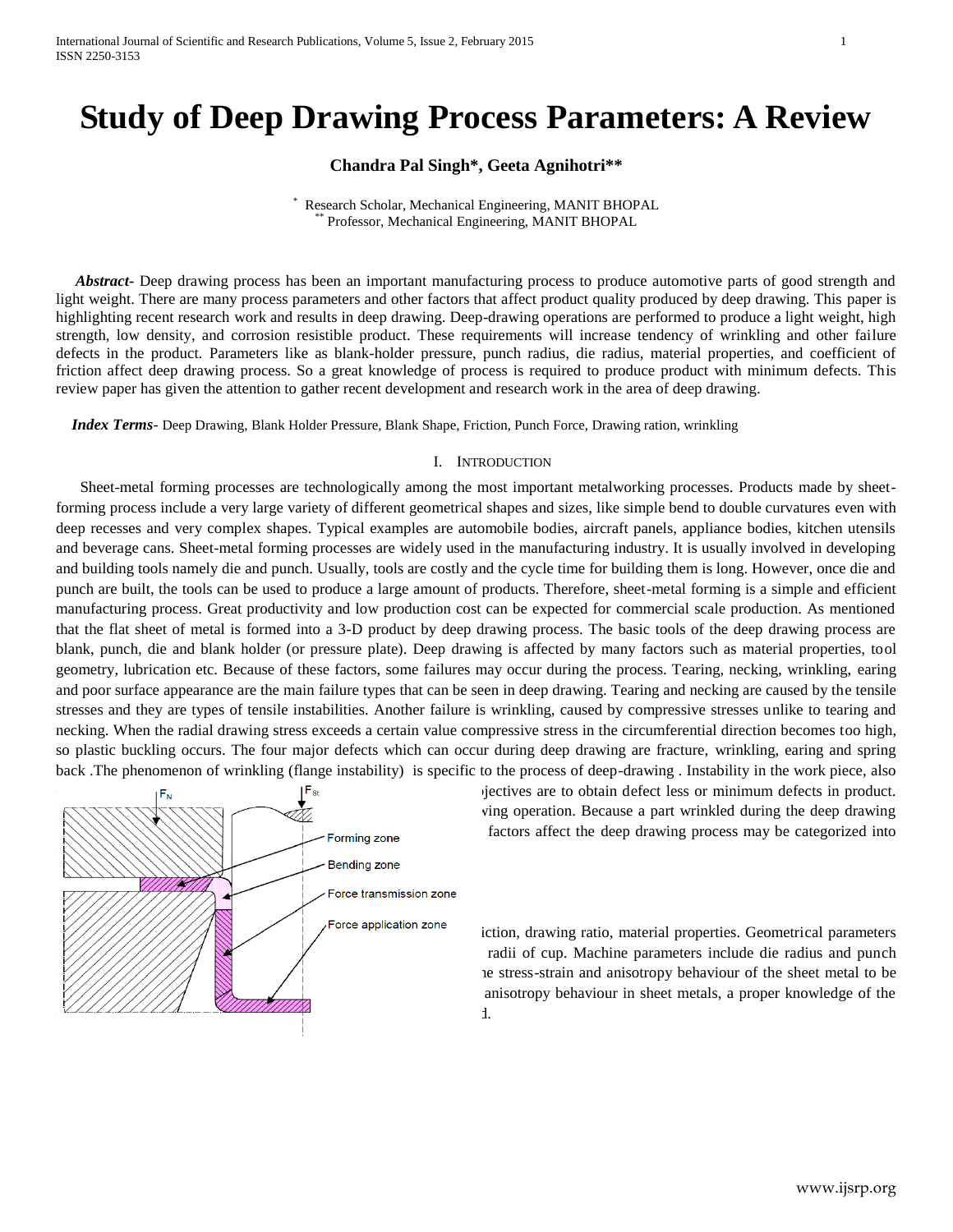# Study of Deep Drawing Process Parameters: A Review

**Chandra Pal Singh\*, Geeta Agnihotri\*\***

\* Research Scholar, Mechanical Engineering, MANIT BHOPAL
\*\* Professor, Mechanical Engineering, MANIT BHOPAL

***Abstract***- Deep drawing process has been an important manufacturing process to produce automotive parts of good strength and light weight. There are many process parameters and other factors that affect product quality produced by deep drawing. This paper is highlighting recent research work and results in deep drawing. Deep-drawing operations are performed to produce a light weight, high strength, low density, and corrosion resistible product. These requirements will increase tendency of wrinkling and other failure defects in the product. Parameters like as blank-holder pressure, punch radius, die radius, material properties, and coefficient of friction affect deep drawing process. So a great knowledge of process is required to produce product with minimum defects. This review paper has given the attention to gather recent development and research work in the area of deep drawing.

***Index Terms***- Deep Drawing, Blank Holder Pressure, Blank Shape, Friction, Punch Force, Drawing ration, wrinkling

## I. Introduction

Sheet-metal forming processes are technologically among the most important metalworking processes. Products made by sheet-forming process include a very large variety of different geometrical shapes and sizes, like simple bend to double curvatures even with deep recesses and very complex shapes. Typical examples are automobile bodies, aircraft panels, appliance bodies, kitchen utensils and beverage cans. Sheet-metal forming processes are widely used in the manufacturing industry. It is usually involved in developing and building tools namely die and punch. Usually, tools are costly and the cycle time for building them is long. However, once die and punch are built, the tools can be used to produce a large amount of products. Therefore, sheet-metal forming is a simple and efficient manufacturing process. Great productivity and low production cost can be expected for commercial scale production. As mentioned that the flat sheet of metal is formed into a 3-D product by deep drawing process. The basic tools of the deep drawing process are blank, punch, die and blank holder (or pressure plate). Deep drawing is affected by many factors such as material properties, tool geometry, lubrication etc. Because of these factors, some failures may occur during the process. Tearing, necking, wrinkling, earing and poor surface appearance are the main failure types that can be seen in deep drawing. Tearing and necking are caused by the tensile stresses and they are types of tensile instabilities. Another failure is wrinkling, caused by compressive stresses unlike to tearing and necking. When the radial drawing stress exceeds a certain value compressive stress in the circumferential direction becomes too high, so plastic buckling occurs. The four major defects which can occur during deep drawing are fracture, wrinkling, earing and spring back .The phenomenon of wrinkling (flange instability) is specific to the process of deep-drawing . Instability in the work piece, also ...jectives are to obtain defect less or minimum defects in product. ...ving operation. Because a part wrinkled during the deep drawing ... factors affect the deep drawing process may be categorized into

...iction, drawing ratio, material properties. Geometrical parameters ... radii of cup. Machine parameters include die radius and punch ...e stress-strain and anisotropy behaviour of the sheet metal to be ... anisotropy behaviour in sheet metals, a proper knowledge of the ...d.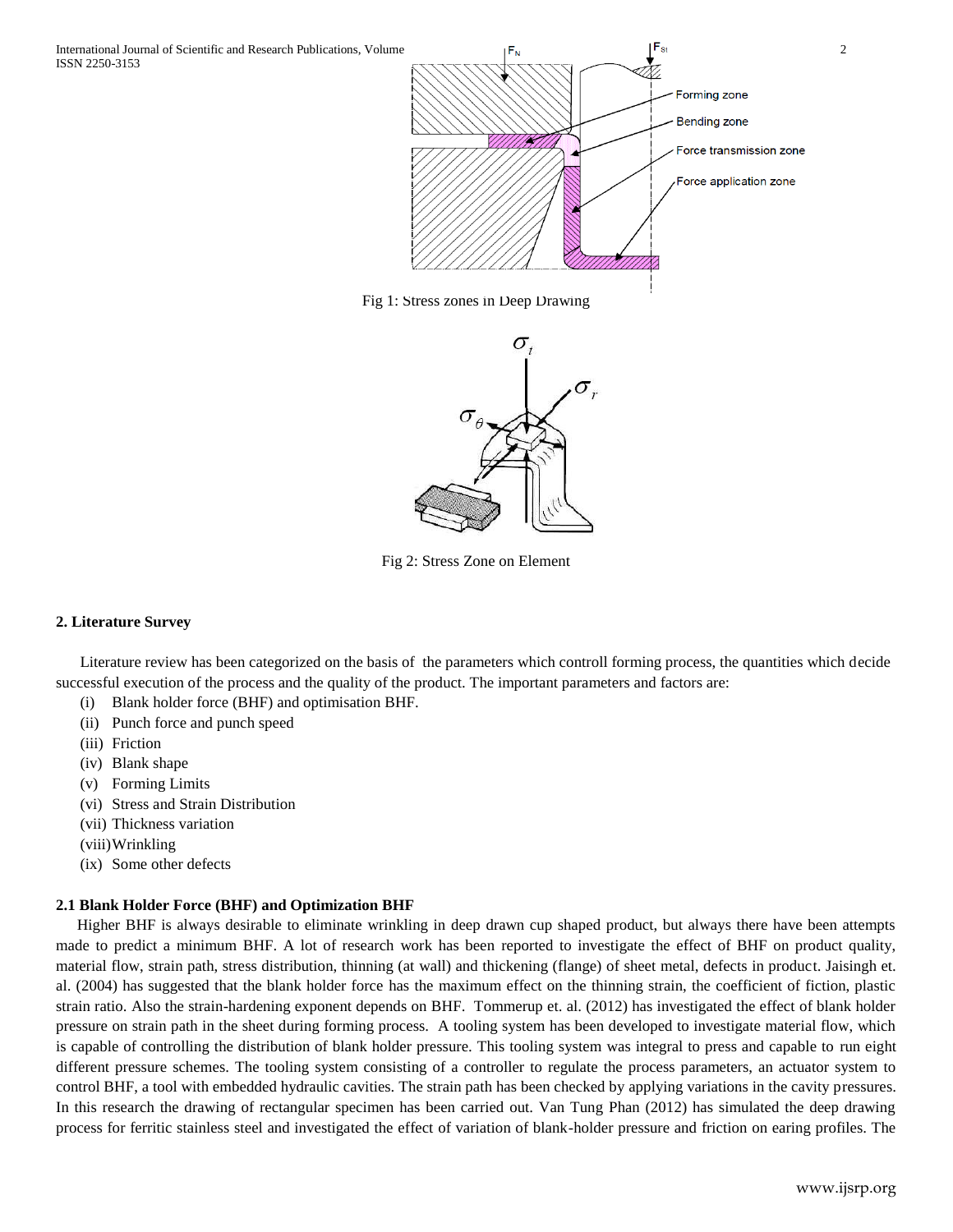Fig 1: Stress zones in Deep Drawing

Fig 2: Stress Zone on Element

## 2. Literature Survey

Literature review has been categorized on the basis of the parameters which controll forming process, the quantities which decide successful execution of the process and the quality of the product. The important parameters and factors are:

(i) Blank holder force (BHF) and optimisation BHF.
(ii) Punch force and punch speed
(iii) Friction
(iv) Blank shape
(v) Forming Limits
(vi) Stress and Strain Distribution
(vii) Thickness variation
(viii) Wrinkling
(ix) Some other defects

### 2.1 Blank Holder Force (BHF) and Optimization BHF

Higher BHF is always desirable to eliminate wrinkling in deep drawn cup shaped product, but always there have been attempts made to predict a minimum BHF. A lot of research work has been reported to investigate the effect of BHF on product quality, material flow, strain path, stress distribution, thinning (at wall) and thickening (flange) of sheet metal, defects in product. Jaisingh et. al. (2004) has suggested that the blank holder force has the maximum effect on the thinning strain, the coefficient of fiction, plastic strain ratio. Also the strain-hardening exponent depends on BHF. Tommerup et. al. (2012) has investigated the effect of blank holder pressure on strain path in the sheet during forming process. A tooling system has been developed to investigate material flow, which is capable of controlling the distribution of blank holder pressure. This tooling system was integral to press and capable to run eight different pressure schemes. The tooling system consisting of a controller to regulate the process parameters, an actuator system to control BHF, a tool with embedded hydraulic cavities. The strain path has been checked by applying variations in the cavity pressures. In this research the drawing of rectangular specimen has been carried out. Van Tung Phan (2012) has simulated the deep drawing process for ferritic stainless steel and investigated the effect of variation of blank-holder pressure and friction on earing profiles. The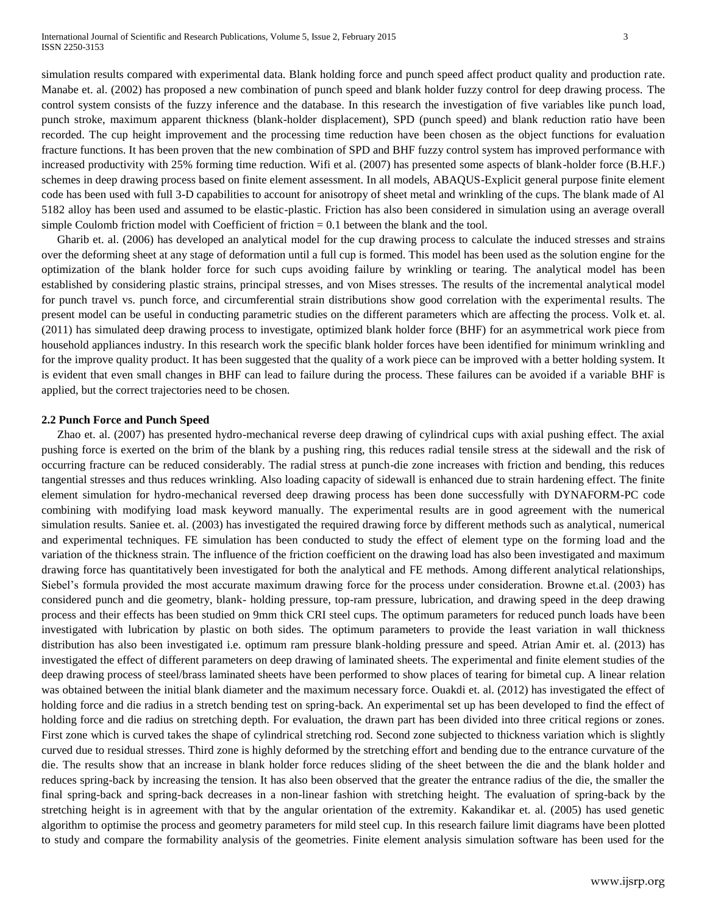simulation results compared with experimental data. Blank holding force and punch speed affect product quality and production rate. Manabe et. al. (2002) has proposed a new combination of punch speed and blank holder fuzzy control for deep drawing process. The control system consists of the fuzzy inference and the database. In this research the investigation of five variables like punch load, punch stroke, maximum apparent thickness (blank-holder displacement), SPD (punch speed) and blank reduction ratio have been recorded. The cup height improvement and the processing time reduction have been chosen as the object functions for evaluation fracture functions. It has been proven that the new combination of SPD and BHF fuzzy control system has improved performance with increased productivity with 25% forming time reduction. Wifi et al. (2007) has presented some aspects of blank-holder force (B.H.F.) schemes in deep drawing process based on finite element assessment. In all models, ABAQUS-Explicit general purpose finite element code has been used with full 3-D capabilities to account for anisotropy of sheet metal and wrinkling of the cups. The blank made of Al 5182 alloy has been used and assumed to be elastic-plastic. Friction has also been considered in simulation using an average overall simple Coulomb friction model with Coefficient of friction = 0.1 between the blank and the tool.

Gharib et. al. (2006) has developed an analytical model for the cup drawing process to calculate the induced stresses and strains over the deforming sheet at any stage of deformation until a full cup is formed. This model has been used as the solution engine for the optimization of the blank holder force for such cups avoiding failure by wrinkling or tearing. The analytical model has been established by considering plastic strains, principal stresses, and von Mises stresses. The results of the incremental analytical model for punch travel vs. punch force, and circumferential strain distributions show good correlation with the experimental results. The present model can be useful in conducting parametric studies on the different parameters which are affecting the process. Volk et. al. (2011) has simulated deep drawing process to investigate, optimized blank holder force (BHF) for an asymmetrical work piece from household appliances industry. In this research work the specific blank holder forces have been identified for minimum wrinkling and for the improve quality product. It has been suggested that the quality of a work piece can be improved with a better holding system. It is evident that even small changes in BHF can lead to failure during the process. These failures can be avoided if a variable BHF is applied, but the correct trajectories need to be chosen.

### 2.2 Punch Force and Punch Speed

Zhao et. al. (2007) has presented hydro-mechanical reverse deep drawing of cylindrical cups with axial pushing effect. The axial pushing force is exerted on the brim of the blank by a pushing ring, this reduces radial tensile stress at the sidewall and the risk of occurring fracture can be reduced considerably. The radial stress at punch-die zone increases with friction and bending, this reduces tangential stresses and thus reduces wrinkling. Also loading capacity of sidewall is enhanced due to strain hardening effect. The finite element simulation for hydro-mechanical reversed deep drawing process has been done successfully with DYNAFORM-PC code combining with modifying load mask keyword manually. The experimental results are in good agreement with the numerical simulation results. Saniee et. al. (2003) has investigated the required drawing force by different methods such as analytical, numerical and experimental techniques. FE simulation has been conducted to study the effect of element type on the forming load and the variation of the thickness strain. The influence of the friction coefficient on the drawing load has also been investigated and maximum drawing force has quantitatively been investigated for both the analytical and FE methods. Among different analytical relationships, Siebel's formula provided the most accurate maximum drawing force for the process under consideration. Browne et.al. (2003) has considered punch and die geometry, blank- holding pressure, top-ram pressure, lubrication, and drawing speed in the deep drawing process and their effects has been studied on 9mm thick CRI steel cups. The optimum parameters for reduced punch loads have been investigated with lubrication by plastic on both sides. The optimum parameters to provide the least variation in wall thickness distribution has also been investigated i.e. optimum ram pressure blank-holding pressure and speed. Atrian Amir et. al. (2013) has investigated the effect of different parameters on deep drawing of laminated sheets. The experimental and finite element studies of the deep drawing process of steel/brass laminated sheets have been performed to show places of tearing for bimetal cup. A linear relation was obtained between the initial blank diameter and the maximum necessary force. Ouakdi et. al. (2012) has investigated the effect of holding force and die radius in a stretch bending test on spring-back. An experimental set up has been developed to find the effect of holding force and die radius on stretching depth. For evaluation, the drawn part has been divided into three critical regions or zones. First zone which is curved takes the shape of cylindrical stretching rod. Second zone subjected to thickness variation which is slightly curved due to residual stresses. Third zone is highly deformed by the stretching effort and bending due to the entrance curvature of the die. The results show that an increase in blank holder force reduces sliding of the sheet between the die and the blank holder and reduces spring-back by increasing the tension. It has also been observed that the greater the entrance radius of the die, the smaller the final spring-back and spring-back decreases in a non-linear fashion with stretching height. The evaluation of spring-back by the stretching height is in agreement with that by the angular orientation of the extremity. Kakandikar et. al. (2005) has used genetic algorithm to optimise the process and geometry parameters for mild steel cup. In this research failure limit diagrams have been plotted to study and compare the formability analysis of the geometries. Finite element analysis simulation software has been used for the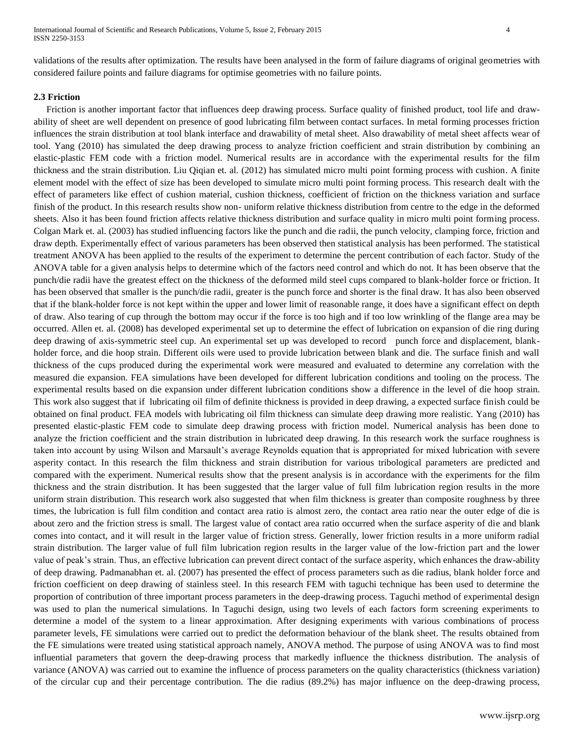validations of the results after optimization. The results have been analysed in the form of failure diagrams of original geometries with considered failure points and failure diagrams for optimise geometries with no failure points.

### 2.3 Friction

Friction is another important factor that influences deep drawing process. Surface quality of finished product, tool life and draw-ability of sheet are well dependent on presence of good lubricating film between contact surfaces. In metal forming processes friction influences the strain distribution at tool blank interface and drawability of metal sheet. Also drawability of metal sheet affects wear of tool. Yang (2010) has simulated the deep drawing process to analyze friction coefficient and strain distribution by combining an elastic-plastic FEM code with a friction model. Numerical results are in accordance with the experimental results for the film thickness and the strain distribution. Liu Qiqian et. al. (2012) has simulated micro multi point forming process with cushion. A finite element model with the effect of size has been developed to simulate micro multi point forming process. This research dealt with the effect of parameters like effect of cushion material, cushion thickness, coefficient of friction on the thickness variation and surface finish of the product. In this research results show non- uniform relative thickness distribution from centre to the edge in the deformed sheets. Also it has been found friction affects relative thickness distribution and surface quality in micro multi point forming process. Colgan Mark et. al. (2003) has studied influencing factors like the punch and die radii, the punch velocity, clamping force, friction and draw depth. Experimentally effect of various parameters has been observed then statistical analysis has been performed. The statistical treatment ANOVA has been applied to the results of the experiment to determine the percent contribution of each factor. Study of the ANOVA table for a given analysis helps to determine which of the factors need control and which do not. It has been observe that the punch/die radii have the greatest effect on the thickness of the deformed mild steel cups compared to blank-holder force or friction. It has been observed that smaller is the punch/die radii, greater is the punch force and shorter is the final draw. It has also been observed that if the blank-holder force is not kept within the upper and lower limit of reasonable range, it does have a significant effect on depth of draw. Also tearing of cup through the bottom may occur if the force is too high and if too low wrinkling of the flange area may be occurred. Allen et. al. (2008) has developed experimental set up to determine the effect of lubrication on expansion of die ring during deep drawing of axis-symmetric steel cup. An experimental set up was developed to record punch force and displacement, blank-holder force, and die hoop strain. Different oils were used to provide lubrication between blank and die. The surface finish and wall thickness of the cups produced during the experimental work were measured and evaluated to determine any correlation with the measured die expansion. FEA simulations have been developed for different lubrication conditions and tooling on the process. The experimental results based on die expansion under different lubrication conditions show a difference in the level of die hoop strain. This work also suggest that if lubricating oil film of definite thickness is provided in deep drawing, a expected surface finish could be obtained on final product. FEA models with lubricating oil film thickness can simulate deep drawing more realistic. Yang (2010) has presented elastic-plastic FEM code to simulate deep drawing process with friction model. Numerical analysis has been done to analyze the friction coefficient and the strain distribution in lubricated deep drawing. In this research work the surface roughness is taken into account by using Wilson and Marsault's average Reynolds equation that is appropriated for mixed lubrication with severe asperity contact. In this research the film thickness and strain distribution for various tribological parameters are predicted and compared with the experiment. Numerical results show that the present analysis is in accordance with the experiments for the film thickness and the strain distribution. It has been suggested that the larger value of full film lubrication region results in the more uniform strain distribution. This research work also suggested that when film thickness is greater than composite roughness by three times, the lubrication is full film condition and contact area ratio is almost zero, the contact area ratio near the outer edge of die is about zero and the friction stress is small. The largest value of contact area ratio occurred when the surface asperity of die and blank comes into contact, and it will result in the larger value of friction stress. Generally, lower friction results in a more uniform radial strain distribution. The larger value of full film lubrication region results in the larger value of the low-friction part and the lower value of peak's strain. Thus, an effective lubrication can prevent direct contact of the surface asperity, which enhances the draw-ability of deep drawing. Padmanabhan et. al. (2007) has presented the effect of process parameters such as die radius, blank holder force and friction coefficient on deep drawing of stainless steel. In this research FEM with taguchi technique has been used to determine the proportion of contribution of three important process parameters in the deep-drawing process. Taguchi method of experimental design was used to plan the numerical simulations. In Taguchi design, using two levels of each factors form screening experiments to determine a model of the system to a linear approximation. After designing experiments with various combinations of process parameter levels, FE simulations were carried out to predict the deformation behaviour of the blank sheet. The results obtained from the FE simulations were treated using statistical approach namely, ANOVA method. The purpose of using ANOVA was to find most influential parameters that govern the deep-drawing process that markedly influence the thickness distribution. The analysis of variance (ANOVA) was carried out to examine the influence of process parameters on the quality characteristics (thickness variation) of the circular cup and their percentage contribution. The die radius (89.2%) has major influence on the deep-drawing process,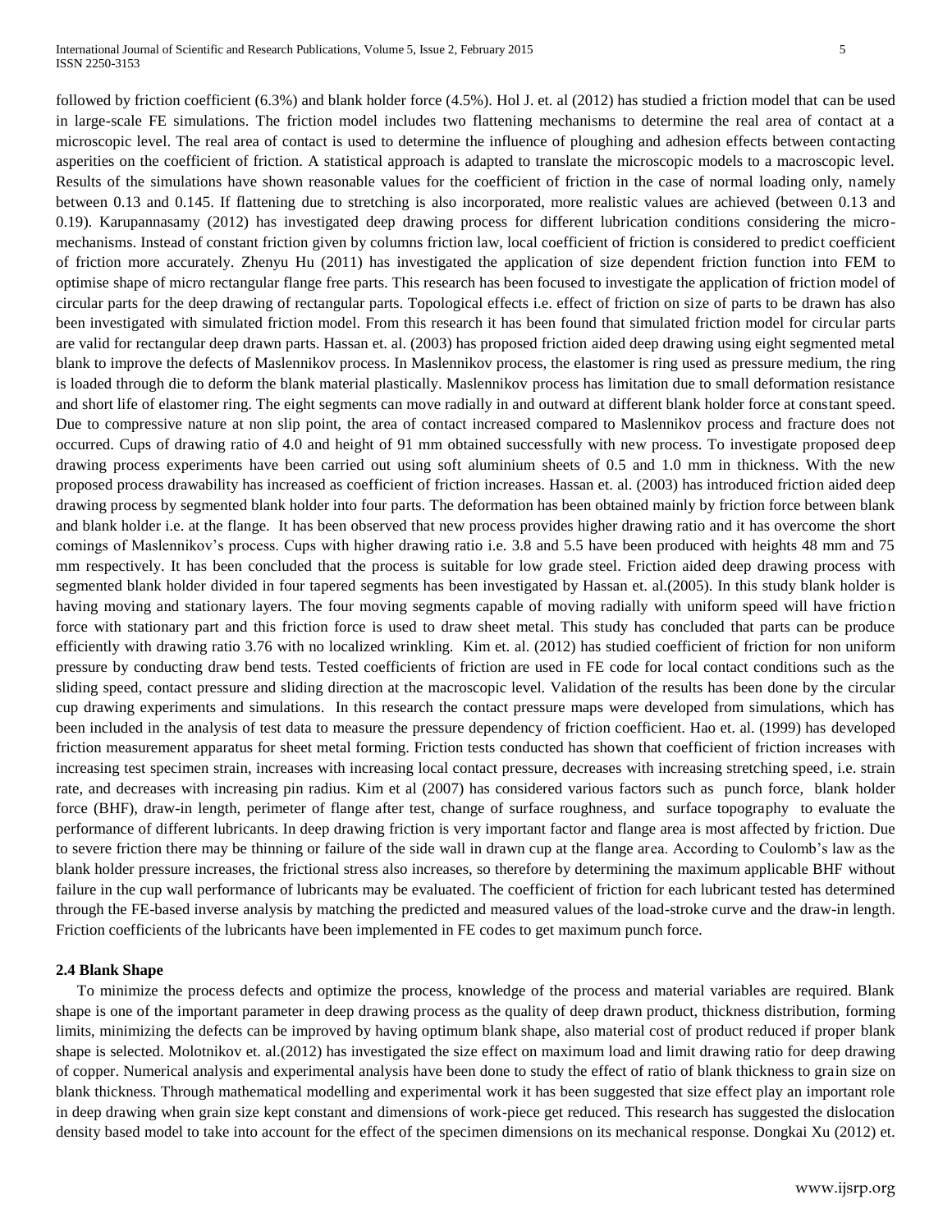followed by friction coefficient (6.3%) and blank holder force (4.5%). Hol J. et. al (2012) has studied a friction model that can be used in large-scale FE simulations. The friction model includes two flattening mechanisms to determine the real area of contact at a microscopic level. The real area of contact is used to determine the influence of ploughing and adhesion effects between contacting asperities on the coefficient of friction. A statistical approach is adapted to translate the microscopic models to a macroscopic level. Results of the simulations have shown reasonable values for the coefficient of friction in the case of normal loading only, namely between 0.13 and 0.145. If flattening due to stretching is also incorporated, more realistic values are achieved (between 0.13 and 0.19). Karupannasamy (2012) has investigated deep drawing process for different lubrication conditions considering the micro-mechanisms. Instead of constant friction given by columns friction law, local coefficient of friction is considered to predict coefficient of friction more accurately. Zhenyu Hu (2011) has investigated the application of size dependent friction function into FEM to optimise shape of micro rectangular flange free parts. This research has been focused to investigate the application of friction model of circular parts for the deep drawing of rectangular parts. Topological effects i.e. effect of friction on size of parts to be drawn has also been investigated with simulated friction model. From this research it has been found that simulated friction model for circular parts are valid for rectangular deep drawn parts. Hassan et. al. (2003) has proposed friction aided deep drawing using eight segmented metal blank to improve the defects of Maslennikov process. In Maslennikov process, the elastomer is ring used as pressure medium, the ring is loaded through die to deform the blank material plastically. Maslennikov process has limitation due to small deformation resistance and short life of elastomer ring. The eight segments can move radially in and outward at different blank holder force at constant speed. Due to compressive nature at non slip point, the area of contact increased compared to Maslennikov process and fracture does not occurred. Cups of drawing ratio of 4.0 and height of 91 mm obtained successfully with new process. To investigate proposed deep drawing process experiments have been carried out using soft aluminium sheets of 0.5 and 1.0 mm in thickness. With the new proposed process drawability has increased as coefficient of friction increases. Hassan et. al. (2003) has introduced friction aided deep drawing process by segmented blank holder into four parts. The deformation has been obtained mainly by friction force between blank and blank holder i.e. at the flange. It has been observed that new process provides higher drawing ratio and it has overcome the short comings of Maslennikov's process. Cups with higher drawing ratio i.e. 3.8 and 5.5 have been produced with heights 48 mm and 75 mm respectively. It has been concluded that the process is suitable for low grade steel. Friction aided deep drawing process with segmented blank holder divided in four tapered segments has been investigated by Hassan et. al.(2005). In this study blank holder is having moving and stationary layers. The four moving segments capable of moving radially with uniform speed will have friction force with stationary part and this friction force is used to draw sheet metal. This study has concluded that parts can be produce efficiently with drawing ratio 3.76 with no localized wrinkling. Kim et. al. (2012) has studied coefficient of friction for non uniform pressure by conducting draw bend tests. Tested coefficients of friction are used in FE code for local contact conditions such as the sliding speed, contact pressure and sliding direction at the macroscopic level. Validation of the results has been done by the circular cup drawing experiments and simulations. In this research the contact pressure maps were developed from simulations, which has been included in the analysis of test data to measure the pressure dependency of friction coefficient. Hao et. al. (1999) has developed friction measurement apparatus for sheet metal forming. Friction tests conducted has shown that coefficient of friction increases with increasing test specimen strain, increases with increasing local contact pressure, decreases with increasing stretching speed, i.e. strain rate, and decreases with increasing pin radius. Kim et al (2007) has considered various factors such as punch force, blank holder force (BHF), draw-in length, perimeter of flange after test, change of surface roughness, and surface topography to evaluate the performance of different lubricants. In deep drawing friction is very important factor and flange area is most affected by friction. Due to severe friction there may be thinning or failure of the side wall in drawn cup at the flange area. According to Coulomb's law as the blank holder pressure increases, the frictional stress also increases, so therefore by determining the maximum applicable BHF without failure in the cup wall performance of lubricants may be evaluated. The coefficient of friction for each lubricant tested has determined through the FE-based inverse analysis by matching the predicted and measured values of the load-stroke curve and the draw-in length. Friction coefficients of the lubricants have been implemented in FE codes to get maximum punch force.

### 2.4 Blank Shape

To minimize the process defects and optimize the process, knowledge of the process and material variables are required. Blank shape is one of the important parameter in deep drawing process as the quality of deep drawn product, thickness distribution, forming limits, minimizing the defects can be improved by having optimum blank shape, also material cost of product reduced if proper blank shape is selected. Molotnikov et. al.(2012) has investigated the size effect on maximum load and limit drawing ratio for deep drawing of copper. Numerical analysis and experimental analysis have been done to study the effect of ratio of blank thickness to grain size on blank thickness. Through mathematical modelling and experimental work it has been suggested that size effect play an important role in deep drawing when grain size kept constant and dimensions of work-piece get reduced. This research has suggested the dislocation density based model to take into account for the effect of the specimen dimensions on its mechanical response. Dongkai Xu (2012) et.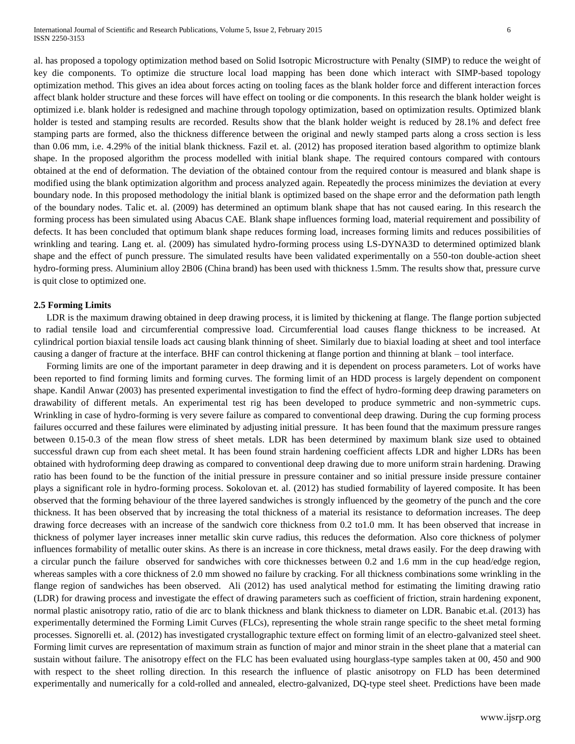al. has proposed a topology optimization method based on Solid Isotropic Microstructure with Penalty (SIMP) to reduce the weight of key die components. To optimize die structure local load mapping has been done which interact with SIMP-based topology optimization method. This gives an idea about forces acting on tooling faces as the blank holder force and different interaction forces affect blank holder structure and these forces will have effect on tooling or die components. In this research the blank holder weight is optimized i.e. blank holder is redesigned and machine through topology optimization, based on optimization results. Optimized blank holder is tested and stamping results are recorded. Results show that the blank holder weight is reduced by 28.1% and defect free stamping parts are formed, also the thickness difference between the original and newly stamped parts along a cross section is less than 0.06 mm, i.e. 4.29% of the initial blank thickness. Fazil et. al. (2012) has proposed iteration based algorithm to optimize blank shape. In the proposed algorithm the process modelled with initial blank shape. The required contours compared with contours obtained at the end of deformation. The deviation of the obtained contour from the required contour is measured and blank shape is modified using the blank optimization algorithm and process analyzed again. Repeatedly the process minimizes the deviation at every boundary node. In this proposed methodology the initial blank is optimized based on the shape error and the deformation path length of the boundary nodes. Talic et. al. (2009) has determined an optimum blank shape that has not caused earing. In this research the forming process has been simulated using Abacus CAE. Blank shape influences forming load, material requirement and possibility of defects. It has been concluded that optimum blank shape reduces forming load, increases forming limits and reduces possibilities of wrinkling and tearing. Lang et. al. (2009) has simulated hydro-forming process using LS-DYNA3D to determined optimized blank shape and the effect of punch pressure. The simulated results have been validated experimentally on a 550-ton double-action sheet hydro-forming press. Aluminium alloy 2B06 (China brand) has been used with thickness 1.5mm. The results show that, pressure curve is quit close to optimized one.

### 2.5 Forming Limits

LDR is the maximum drawing obtained in deep drawing process, it is limited by thickening at flange. The flange portion subjected to radial tensile load and circumferential compressive load. Circumferential load causes flange thickness to be increased. At cylindrical portion biaxial tensile loads act causing blank thinning of sheet. Similarly due to biaxial loading at sheet and tool interface causing a danger of fracture at the interface. BHF can control thickening at flange portion and thinning at blank – tool interface.

Forming limits are one of the important parameter in deep drawing and it is dependent on process parameters. Lot of works have been reported to find forming limits and forming curves. The forming limit of an HDD process is largely dependent on component shape. Kandil Anwar (2003) has presented experimental investigation to find the effect of hydro-forming deep drawing parameters on drawability of different metals. An experimental test rig has been developed to produce symmetric and non-symmetric cups. Wrinkling in case of hydro-forming is very severe failure as compared to conventional deep drawing. During the cup forming process failures occurred and these failures were eliminated by adjusting initial pressure. It has been found that the maximum pressure ranges between 0.15-0.3 of the mean flow stress of sheet metals. LDR has been determined by maximum blank size used to obtained successful drawn cup from each sheet metal. It has been found strain hardening coefficient affects LDR and higher LDRs has been obtained with hydroforming deep drawing as compared to conventional deep drawing due to more uniform strain hardening. Drawing ratio has been found to be the function of the initial pressure in pressure container and so initial pressure inside pressure container plays a significant role in hydro-forming process. Sokolovan et. al. (2012) has studied formability of layered composite. It has been observed that the forming behaviour of the three layered sandwiches is strongly influenced by the geometry of the punch and the core thickness. It has been observed that by increasing the total thickness of a material its resistance to deformation increases. The deep drawing force decreases with an increase of the sandwich core thickness from 0.2 to1.0 mm. It has been observed that increase in thickness of polymer layer increases inner metallic skin curve radius, this reduces the deformation. Also core thickness of polymer influences formability of metallic outer skins. As there is an increase in core thickness, metal draws easily. For the deep drawing with a circular punch the failure observed for sandwiches with core thicknesses between 0.2 and 1.6 mm in the cup head/edge region, whereas samples with a core thickness of 2.0 mm showed no failure by cracking. For all thickness combinations some wrinkling in the flange region of sandwiches has been observed. Ali (2012) has used analytical method for estimating the limiting drawing ratio (LDR) for drawing process and investigate the effect of drawing parameters such as coefficient of friction, strain hardening exponent, normal plastic anisotropy ratio, ratio of die arc to blank thickness and blank thickness to diameter on LDR. Banabic et.al. (2013) has experimentally determined the Forming Limit Curves (FLCs), representing the whole strain range specific to the sheet metal forming processes. Signorelli et. al. (2012) has investigated crystallographic texture effect on forming limit of an electro-galvanized steel sheet. Forming limit curves are representation of maximum strain as function of major and minor strain in the sheet plane that a material can sustain without failure. The anisotropy effect on the FLC has been evaluated using hourglass-type samples taken at 00, 450 and 900 with respect to the sheet rolling direction. In this research the influence of plastic anisotropy on FLD has been determined experimentally and numerically for a cold-rolled and annealed, electro-galvanized, DQ-type steel sheet. Predictions have been made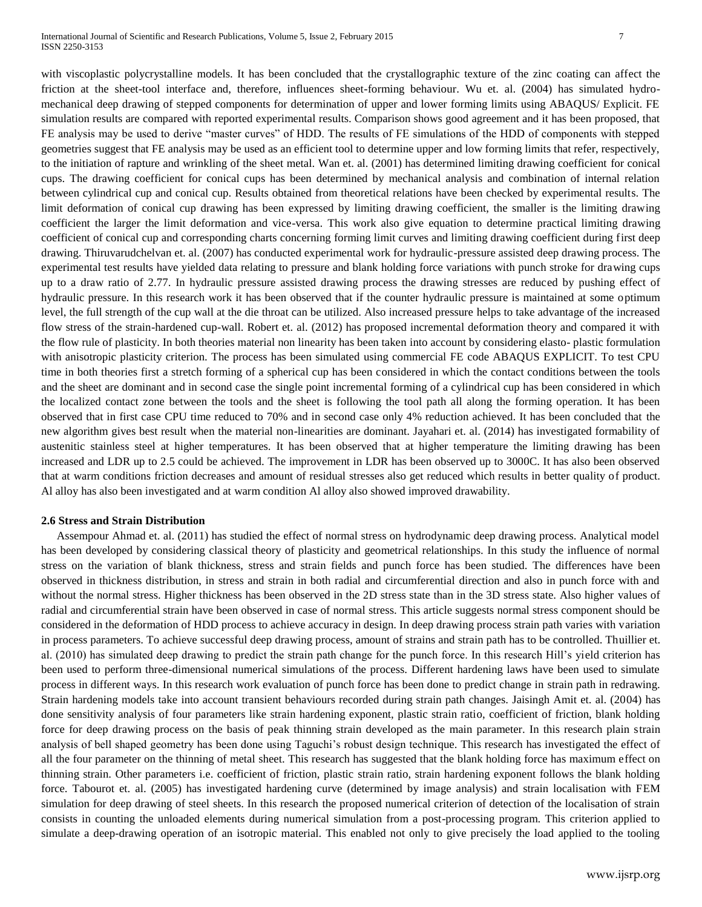with viscoplastic polycrystalline models. It has been concluded that the crystallographic texture of the zinc coating can affect the friction at the sheet-tool interface and, therefore, influences sheet-forming behaviour. Wu et. al. (2004) has simulated hydro-mechanical deep drawing of stepped components for determination of upper and lower forming limits using ABAQUS/ Explicit. FE simulation results are compared with reported experimental results. Comparison shows good agreement and it has been proposed, that FE analysis may be used to derive "master curves" of HDD. The results of FE simulations of the HDD of components with stepped geometries suggest that FE analysis may be used as an efficient tool to determine upper and low forming limits that refer, respectively, to the initiation of rapture and wrinkling of the sheet metal. Wan et. al. (2001) has determined limiting drawing coefficient for conical cups. The drawing coefficient for conical cups has been determined by mechanical analysis and combination of internal relation between cylindrical cup and conical cup. Results obtained from theoretical relations have been checked by experimental results. The limit deformation of conical cup drawing has been expressed by limiting drawing coefficient, the smaller is the limiting drawing coefficient the larger the limit deformation and vice-versa. This work also give equation to determine practical limiting drawing coefficient of conical cup and corresponding charts concerning forming limit curves and limiting drawing coefficient during first deep drawing. Thiruvarudchelvan et. al. (2007) has conducted experimental work for hydraulic-pressure assisted deep drawing process. The experimental test results have yielded data relating to pressure and blank holding force variations with punch stroke for drawing cups up to a draw ratio of 2.77. In hydraulic pressure assisted drawing process the drawing stresses are reduced by pushing effect of hydraulic pressure. In this research work it has been observed that if the counter hydraulic pressure is maintained at some optimum level, the full strength of the cup wall at the die throat can be utilized. Also increased pressure helps to take advantage of the increased flow stress of the strain-hardened cup-wall. Robert et. al. (2012) has proposed incremental deformation theory and compared it with the flow rule of plasticity. In both theories material non linearity has been taken into account by considering elasto- plastic formulation with anisotropic plasticity criterion. The process has been simulated using commercial FE code ABAQUS EXPLICIT. To test CPU time in both theories first a stretch forming of a spherical cup has been considered in which the contact conditions between the tools and the sheet are dominant and in second case the single point incremental forming of a cylindrical cup has been considered in which the localized contact zone between the tools and the sheet is following the tool path all along the forming operation. It has been observed that in first case CPU time reduced to 70% and in second case only 4% reduction achieved. It has been concluded that the new algorithm gives best result when the material non-linearities are dominant. Jayahari et. al. (2014) has investigated formability of austenitic stainless steel at higher temperatures. It has been observed that at higher temperature the limiting drawing has been increased and LDR up to 2.5 could be achieved. The improvement in LDR has been observed up to 3000C. It has also been observed that at warm conditions friction decreases and amount of residual stresses also get reduced which results in better quality of product. Al alloy has also been investigated and at warm condition Al alloy also showed improved drawability.

### 2.6 Stress and Strain Distribution

Assempour Ahmad et. al. (2011) has studied the effect of normal stress on hydrodynamic deep drawing process. Analytical model has been developed by considering classical theory of plasticity and geometrical relationships. In this study the influence of normal stress on the variation of blank thickness, stress and strain fields and punch force has been studied. The differences have been observed in thickness distribution, in stress and strain in both radial and circumferential direction and also in punch force with and without the normal stress. Higher thickness has been observed in the 2D stress state than in the 3D stress state. Also higher values of radial and circumferential strain have been observed in case of normal stress. This article suggests normal stress component should be considered in the deformation of HDD process to achieve accuracy in design. In deep drawing process strain path varies with variation in process parameters. To achieve successful deep drawing process, amount of strains and strain path has to be controlled. Thuillier et. al. (2010) has simulated deep drawing to predict the strain path change for the punch force. In this research Hill's yield criterion has been used to perform three-dimensional numerical simulations of the process. Different hardening laws have been used to simulate process in different ways. In this research work evaluation of punch force has been done to predict change in strain path in redrawing. Strain hardening models take into account transient behaviours recorded during strain path changes. Jaisingh Amit et. al. (2004) has done sensitivity analysis of four parameters like strain hardening exponent, plastic strain ratio, coefficient of friction, blank holding force for deep drawing process on the basis of peak thinning strain developed as the main parameter. In this research plain strain analysis of bell shaped geometry has been done using Taguchi's robust design technique. This research has investigated the effect of all the four parameter on the thinning of metal sheet. This research has suggested that the blank holding force has maximum effect on thinning strain. Other parameters i.e. coefficient of friction, plastic strain ratio, strain hardening exponent follows the blank holding force. Tabourot et. al. (2005) has investigated hardening curve (determined by image analysis) and strain localisation with FEM simulation for deep drawing of steel sheets. In this research the proposed numerical criterion of detection of the localisation of strain consists in counting the unloaded elements during numerical simulation from a post-processing program. This criterion applied to simulate a deep-drawing operation of an isotropic material. This enabled not only to give precisely the load applied to the tooling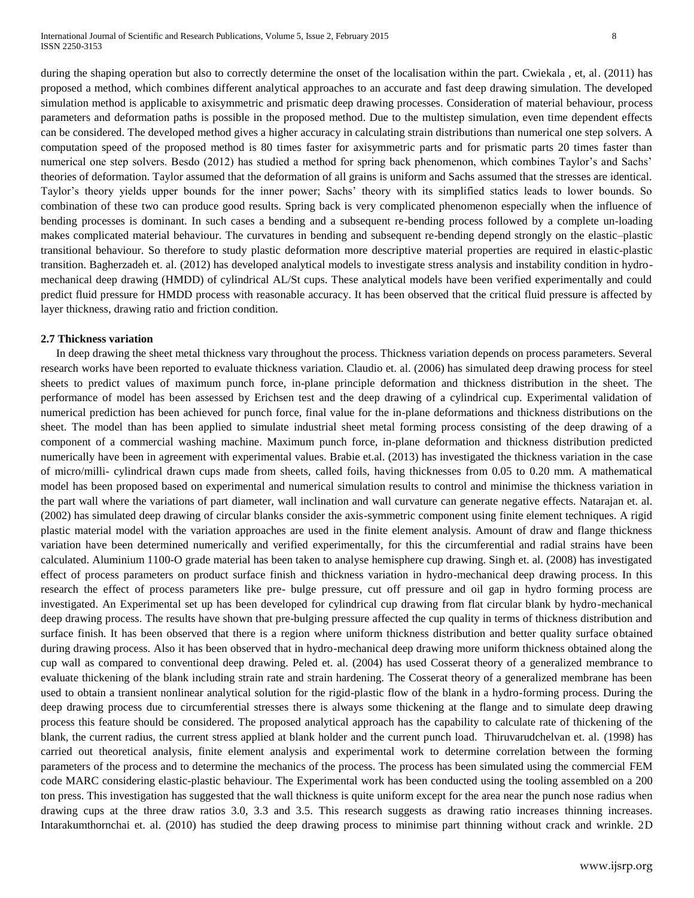during the shaping operation but also to correctly determine the onset of the localisation within the part. Cwiekala , et, al. (2011) has proposed a method, which combines different analytical approaches to an accurate and fast deep drawing simulation. The developed simulation method is applicable to axisymmetric and prismatic deep drawing processes. Consideration of material behaviour, process parameters and deformation paths is possible in the proposed method. Due to the multistep simulation, even time dependent effects can be considered. The developed method gives a higher accuracy in calculating strain distributions than numerical one step solvers. A computation speed of the proposed method is 80 times faster for axisymmetric parts and for prismatic parts 20 times faster than numerical one step solvers. Besdo (2012) has studied a method for spring back phenomenon, which combines Taylor's and Sachs' theories of deformation. Taylor assumed that the deformation of all grains is uniform and Sachs assumed that the stresses are identical. Taylor's theory yields upper bounds for the inner power; Sachs' theory with its simplified statics leads to lower bounds. So combination of these two can produce good results. Spring back is very complicated phenomenon especially when the influence of bending processes is dominant. In such cases a bending and a subsequent re-bending process followed by a complete un-loading makes complicated material behaviour. The curvatures in bending and subsequent re-bending depend strongly on the elastic–plastic transitional behaviour. So therefore to study plastic deformation more descriptive material properties are required in elastic-plastic transition. Bagherzadeh et. al. (2012) has developed analytical models to investigate stress analysis and instability condition in hydro-mechanical deep drawing (HMDD) of cylindrical AL/St cups. These analytical models have been verified experimentally and could predict fluid pressure for HMDD process with reasonable accuracy. It has been observed that the critical fluid pressure is affected by layer thickness, drawing ratio and friction condition.

### 2.7 Thickness variation

In deep drawing the sheet metal thickness vary throughout the process. Thickness variation depends on process parameters. Several research works have been reported to evaluate thickness variation. Claudio et. al. (2006) has simulated deep drawing process for steel sheets to predict values of maximum punch force, in-plane principle deformation and thickness distribution in the sheet. The performance of model has been assessed by Erichsen test and the deep drawing of a cylindrical cup. Experimental validation of numerical prediction has been achieved for punch force, final value for the in-plane deformations and thickness distributions on the sheet. The model than has been applied to simulate industrial sheet metal forming process consisting of the deep drawing of a component of a commercial washing machine. Maximum punch force, in-plane deformation and thickness distribution predicted numerically have been in agreement with experimental values. Brabie et.al. (2013) has investigated the thickness variation in the case of micro/milli- cylindrical drawn cups made from sheets, called foils, having thicknesses from 0.05 to 0.20 mm. A mathematical model has been proposed based on experimental and numerical simulation results to control and minimise the thickness variation in the part wall where the variations of part diameter, wall inclination and wall curvature can generate negative effects. Natarajan et. al. (2002) has simulated deep drawing of circular blanks consider the axis-symmetric component using finite element techniques. A rigid plastic material model with the variation approaches are used in the finite element analysis. Amount of draw and flange thickness variation have been determined numerically and verified experimentally, for this the circumferential and radial strains have been calculated. Aluminium 1100-O grade material has been taken to analyse hemisphere cup drawing. Singh et. al. (2008) has investigated effect of process parameters on product surface finish and thickness variation in hydro-mechanical deep drawing process. In this research the effect of process parameters like pre- bulge pressure, cut off pressure and oil gap in hydro forming process are investigated. An Experimental set up has been developed for cylindrical cup drawing from flat circular blank by hydro-mechanical deep drawing process. The results have shown that pre-bulging pressure affected the cup quality in terms of thickness distribution and surface finish. It has been observed that there is a region where uniform thickness distribution and better quality surface obtained during drawing process. Also it has been observed that in hydro-mechanical deep drawing more uniform thickness obtained along the cup wall as compared to conventional deep drawing. Peled et. al. (2004) has used Cosserat theory of a generalized membrance to evaluate thickening of the blank including strain rate and strain hardening. The Cosserat theory of a generalized membrane has been used to obtain a transient nonlinear analytical solution for the rigid-plastic flow of the blank in a hydro-forming process. During the deep drawing process due to circumferential stresses there is always some thickening at the flange and to simulate deep drawing process this feature should be considered. The proposed analytical approach has the capability to calculate rate of thickening of the blank, the current radius, the current stress applied at blank holder and the current punch load. Thiruvarudchelvan et. al. (1998) has carried out theoretical analysis, finite element analysis and experimental work to determine correlation between the forming parameters of the process and to determine the mechanics of the process. The process has been simulated using the commercial FEM code MARC considering elastic-plastic behaviour. The Experimental work has been conducted using the tooling assembled on a 200 ton press. This investigation has suggested that the wall thickness is quite uniform except for the area near the punch nose radius when drawing cups at the three draw ratios 3.0, 3.3 and 3.5. This research suggests as drawing ratio increases thinning increases. Intarakumthornchai et. al. (2010) has studied the deep drawing process to minimise part thinning without crack and wrinkle. 2D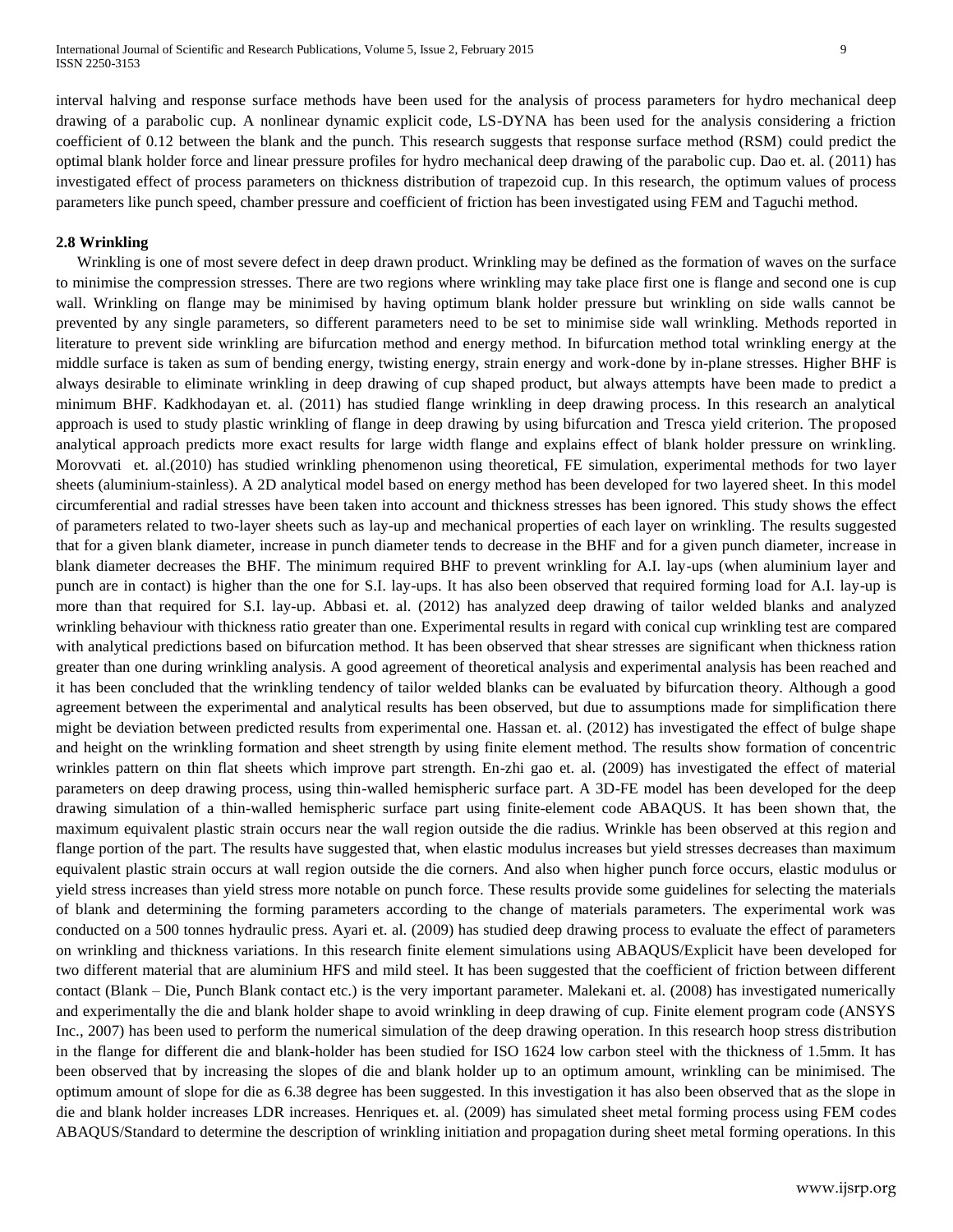interval halving and response surface methods have been used for the analysis of process parameters for hydro mechanical deep drawing of a parabolic cup. A nonlinear dynamic explicit code, LS-DYNA has been used for the analysis considering a friction coefficient of 0.12 between the blank and the punch. This research suggests that response surface method (RSM) could predict the optimal blank holder force and linear pressure profiles for hydro mechanical deep drawing of the parabolic cup. Dao et. al. (2011) has investigated effect of process parameters on thickness distribution of trapezoid cup. In this research, the optimum values of process parameters like punch speed, chamber pressure and coefficient of friction has been investigated using FEM and Taguchi method.

### 2.8 Wrinkling

Wrinkling is one of most severe defect in deep drawn product. Wrinkling may be defined as the formation of waves on the surface to minimise the compression stresses. There are two regions where wrinkling may take place first one is flange and second one is cup wall. Wrinkling on flange may be minimised by having optimum blank holder pressure but wrinkling on side walls cannot be prevented by any single parameters, so different parameters need to be set to minimise side wall wrinkling. Methods reported in literature to prevent side wrinkling are bifurcation method and energy method. In bifurcation method total wrinkling energy at the middle surface is taken as sum of bending energy, twisting energy, strain energy and work-done by in-plane stresses. Higher BHF is always desirable to eliminate wrinkling in deep drawing of cup shaped product, but always attempts have been made to predict a minimum BHF. Kadkhodayan et. al. (2011) has studied flange wrinkling in deep drawing process. In this research an analytical approach is used to study plastic wrinkling of flange in deep drawing by using bifurcation and Tresca yield criterion. The proposed analytical approach predicts more exact results for large width flange and explains effect of blank holder pressure on wrinkling. Morovvati et. al.(2010) has studied wrinkling phenomenon using theoretical, FE simulation, experimental methods for two layer sheets (aluminium-stainless). A 2D analytical model based on energy method has been developed for two layered sheet. In this model circumferential and radial stresses have been taken into account and thickness stresses has been ignored. This study shows the effect of parameters related to two-layer sheets such as lay-up and mechanical properties of each layer on wrinkling. The results suggested that for a given blank diameter, increase in punch diameter tends to decrease in the BHF and for a given punch diameter, increase in blank diameter decreases the BHF. The minimum required BHF to prevent wrinkling for A.I. lay-ups (when aluminium layer and punch are in contact) is higher than the one for S.I. lay-ups. It has also been observed that required forming load for A.I. lay-up is more than that required for S.I. lay-up. Abbasi et. al. (2012) has analyzed deep drawing of tailor welded blanks and analyzed wrinkling behaviour with thickness ratio greater than one. Experimental results in regard with conical cup wrinkling test are compared with analytical predictions based on bifurcation method. It has been observed that shear stresses are significant when thickness ration greater than one during wrinkling analysis. A good agreement of theoretical analysis and experimental analysis has been reached and it has been concluded that the wrinkling tendency of tailor welded blanks can be evaluated by bifurcation theory. Although a good agreement between the experimental and analytical results has been observed, but due to assumptions made for simplification there might be deviation between predicted results from experimental one. Hassan et. al. (2012) has investigated the effect of bulge shape and height on the wrinkling formation and sheet strength by using finite element method. The results show formation of concentric wrinkles pattern on thin flat sheets which improve part strength. En-zhi gao et. al. (2009) has investigated the effect of material parameters on deep drawing process, using thin-walled hemispheric surface part. A 3D-FE model has been developed for the deep drawing simulation of a thin-walled hemispheric surface part using finite-element code ABAQUS. It has been shown that, the maximum equivalent plastic strain occurs near the wall region outside the die radius. Wrinkle has been observed at this region and flange portion of the part. The results have suggested that, when elastic modulus increases but yield stresses decreases than maximum equivalent plastic strain occurs at wall region outside the die corners. And also when higher punch force occurs, elastic modulus or yield stress increases than yield stress more notable on punch force. These results provide some guidelines for selecting the materials of blank and determining the forming parameters according to the change of materials parameters. The experimental work was conducted on a 500 tonnes hydraulic press. Ayari et. al. (2009) has studied deep drawing process to evaluate the effect of parameters on wrinkling and thickness variations. In this research finite element simulations using ABAQUS/Explicit have been developed for two different material that are aluminium HFS and mild steel. It has been suggested that the coefficient of friction between different contact (Blank – Die, Punch Blank contact etc.) is the very important parameter. Malekani et. al. (2008) has investigated numerically and experimentally the die and blank holder shape to avoid wrinkling in deep drawing of cup. Finite element program code (ANSYS Inc., 2007) has been used to perform the numerical simulation of the deep drawing operation. In this research hoop stress distribution in the flange for different die and blank-holder has been studied for ISO 1624 low carbon steel with the thickness of 1.5mm. It has been observed that by increasing the slopes of die and blank holder up to an optimum amount, wrinkling can be minimised. The optimum amount of slope for die as 6.38 degree has been suggested. In this investigation it has also been observed that as the slope in die and blank holder increases LDR increases. Henriques et. al. (2009) has simulated sheet metal forming process using FEM codes ABAQUS/Standard to determine the description of wrinkling initiation and propagation during sheet metal forming operations. In this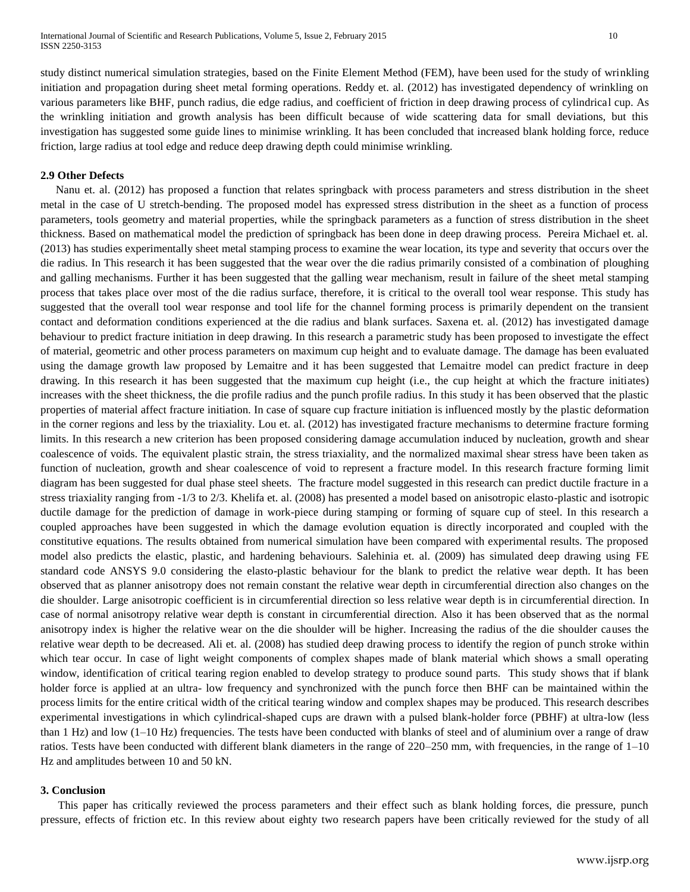study distinct numerical simulation strategies, based on the Finite Element Method (FEM), have been used for the study of wrinkling initiation and propagation during sheet metal forming operations. Reddy et. al. (2012) has investigated dependency of wrinkling on various parameters like BHF, punch radius, die edge radius, and coefficient of friction in deep drawing process of cylindrical cup. As the wrinkling initiation and growth analysis has been difficult because of wide scattering data for small deviations, but this investigation has suggested some guide lines to minimise wrinkling. It has been concluded that increased blank holding force, reduce friction, large radius at tool edge and reduce deep drawing depth could minimise wrinkling.

### 2.9 Other Defects

Nanu et. al. (2012) has proposed a function that relates springback with process parameters and stress distribution in the sheet metal in the case of U stretch-bending. The proposed model has expressed stress distribution in the sheet as a function of process parameters, tools geometry and material properties, while the springback parameters as a function of stress distribution in the sheet thickness. Based on mathematical model the prediction of springback has been done in deep drawing process. Pereira Michael et. al. (2013) has studies experimentally sheet metal stamping process to examine the wear location, its type and severity that occurs over the die radius. In This research it has been suggested that the wear over the die radius primarily consisted of a combination of ploughing and galling mechanisms. Further it has been suggested that the galling wear mechanism, result in failure of the sheet metal stamping process that takes place over most of the die radius surface, therefore, it is critical to the overall tool wear response. This study has suggested that the overall tool wear response and tool life for the channel forming process is primarily dependent on the transient contact and deformation conditions experienced at the die radius and blank surfaces. Saxena et. al. (2012) has investigated damage behaviour to predict fracture initiation in deep drawing. In this research a parametric study has been proposed to investigate the effect of material, geometric and other process parameters on maximum cup height and to evaluate damage. The damage has been evaluated using the damage growth law proposed by Lemaitre and it has been suggested that Lemaitre model can predict fracture in deep drawing. In this research it has been suggested that the maximum cup height (i.e., the cup height at which the fracture initiates) increases with the sheet thickness, the die profile radius and the punch profile radius. In this study it has been observed that the plastic properties of material affect fracture initiation. In case of square cup fracture initiation is influenced mostly by the plastic deformation in the corner regions and less by the triaxiality. Lou et. al. (2012) has investigated fracture mechanisms to determine fracture forming limits. In this research a new criterion has been proposed considering damage accumulation induced by nucleation, growth and shear coalescence of voids. The equivalent plastic strain, the stress triaxiality, and the normalized maximal shear stress have been taken as function of nucleation, growth and shear coalescence of void to represent a fracture model. In this research fracture forming limit diagram has been suggested for dual phase steel sheets. The fracture model suggested in this research can predict ductile fracture in a stress triaxiality ranging from -1/3 to 2/3. Khelifa et. al. (2008) has presented a model based on anisotropic elasto-plastic and isotropic ductile damage for the prediction of damage in work-piece during stamping or forming of square cup of steel. In this research a coupled approaches have been suggested in which the damage evolution equation is directly incorporated and coupled with the constitutive equations. The results obtained from numerical simulation have been compared with experimental results. The proposed model also predicts the elastic, plastic, and hardening behaviours. Salehinia et. al. (2009) has simulated deep drawing using FE standard code ANSYS 9.0 considering the elasto-plastic behaviour for the blank to predict the relative wear depth. It has been observed that as planner anisotropy does not remain constant the relative wear depth in circumferential direction also changes on the die shoulder. Large anisotropic coefficient is in circumferential direction so less relative wear depth is in circumferential direction. In case of normal anisotropy relative wear depth is constant in circumferential direction. Also it has been observed that as the normal anisotropy index is higher the relative wear on the die shoulder will be higher. Increasing the radius of the die shoulder causes the relative wear depth to be decreased. Ali et. al. (2008) has studied deep drawing process to identify the region of punch stroke within which tear occur. In case of light weight components of complex shapes made of blank material which shows a small operating window, identification of critical tearing region enabled to develop strategy to produce sound parts. This study shows that if blank holder force is applied at an ultra- low frequency and synchronized with the punch force then BHF can be maintained within the process limits for the entire critical width of the critical tearing window and complex shapes may be produced. This research describes experimental investigations in which cylindrical-shaped cups are drawn with a pulsed blank-holder force (PBHF) at ultra-low (less than 1 Hz) and low (1–10 Hz) frequencies. The tests have been conducted with blanks of steel and of aluminium over a range of draw ratios. Tests have been conducted with different blank diameters in the range of 220–250 mm, with frequencies, in the range of 1–10 Hz and amplitudes between 10 and 50 kN.

## 3. Conclusion

This paper has critically reviewed the process parameters and their effect such as blank holding forces, die pressure, punch pressure, effects of friction etc. In this review about eighty two research papers have been critically reviewed for the study of all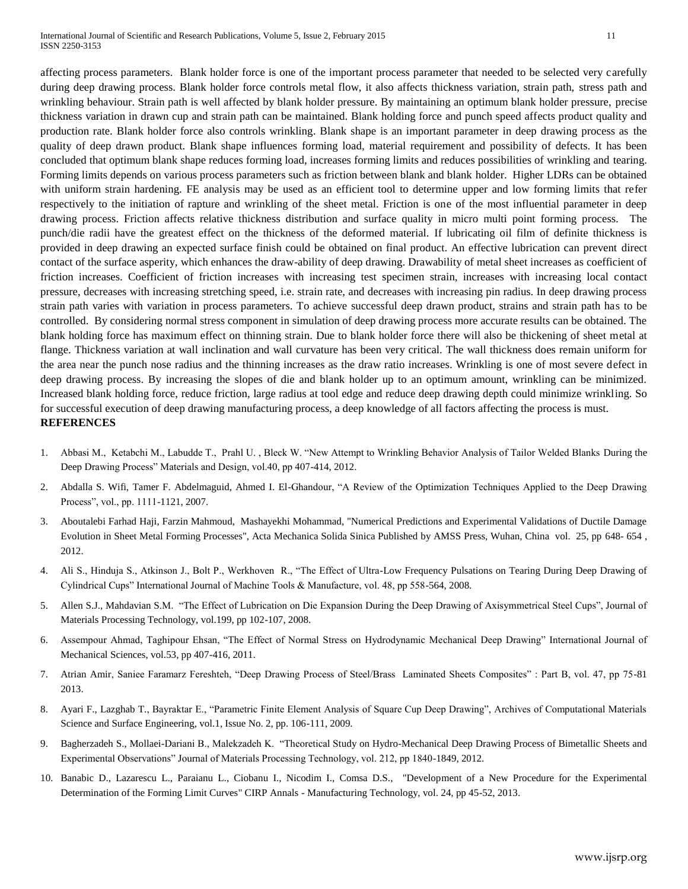affecting process parameters. Blank holder force is one of the important process parameter that needed to be selected very carefully during deep drawing process. Blank holder force controls metal flow, it also affects thickness variation, strain path, stress path and wrinkling behaviour. Strain path is well affected by blank holder pressure. By maintaining an optimum blank holder pressure, precise thickness variation in drawn cup and strain path can be maintained. Blank holding force and punch speed affects product quality and production rate. Blank holder force also controls wrinkling. Blank shape is an important parameter in deep drawing process as the quality of deep drawn product. Blank shape influences forming load, material requirement and possibility of defects. It has been concluded that optimum blank shape reduces forming load, increases forming limits and reduces possibilities of wrinkling and tearing. Forming limits depends on various process parameters such as friction between blank and blank holder. Higher LDRs can be obtained with uniform strain hardening. FE analysis may be used as an efficient tool to determine upper and low forming limits that refer respectively to the initiation of rapture and wrinkling of the sheet metal. Friction is one of the most influential parameter in deep drawing process. Friction affects relative thickness distribution and surface quality in micro multi point forming process. The punch/die radii have the greatest effect on the thickness of the deformed material. If lubricating oil film of definite thickness is provided in deep drawing an expected surface finish could be obtained on final product. An effective lubrication can prevent direct contact of the surface asperity, which enhances the draw-ability of deep drawing. Drawability of metal sheet increases as coefficient of friction increases. Coefficient of friction increases with increasing test specimen strain, increases with increasing local contact pressure, decreases with increasing stretching speed, i.e. strain rate, and decreases with increasing pin radius. In deep drawing process strain path varies with variation in process parameters. To achieve successful deep drawn product, strains and strain path has to be controlled. By considering normal stress component in simulation of deep drawing process more accurate results can be obtained. The blank holding force has maximum effect on thinning strain. Due to blank holder force there will also be thickening of sheet metal at flange. Thickness variation at wall inclination and wall curvature has been very critical. The wall thickness does remain uniform for the area near the punch nose radius and the thinning increases as the draw ratio increases. Wrinkling is one of most severe defect in deep drawing process. By increasing the slopes of die and blank holder up to an optimum amount, wrinkling can be minimized. Increased blank holding force, reduce friction, large radius at tool edge and reduce deep drawing depth could minimize wrinkling. So for successful execution of deep drawing manufacturing process, a deep knowledge of all factors affecting the process is must.

**REFERENCES**

1. Abbasi M., Ketabchi M., Labudde T., Prahl U. , Bleck W. "New Attempt to Wrinkling Behavior Analysis of Tailor Welded Blanks During the Deep Drawing Process" Materials and Design, vol.40, pp 407-414, 2012.
2. Abdalla S. Wifi, Tamer F. Abdelmaguid, Ahmed I. El-Ghandour, "A Review of the Optimization Techniques Applied to the Deep Drawing Process", vol., pp. 1111-1121, 2007.
3. Aboutalebi Farhad Haji, Farzin Mahmoud, Mashayekhi Mohammad, "Numerical Predictions and Experimental Validations of Ductile Damage Evolution in Sheet Metal Forming Processes", Acta Mechanica Solida Sinica Published by AMSS Press, Wuhan, China vol. 25, pp 648- 654 , 2012.
4. Ali S., Hinduja S., Atkinson J., Bolt P., Werkhoven R., "The Effect of Ultra-Low Frequency Pulsations on Tearing During Deep Drawing of Cylindrical Cups" International Journal of Machine Tools & Manufacture, vol. 48, pp 558-564, 2008.
5. Allen S.J., Mahdavian S.M. "The Effect of Lubrication on Die Expansion During the Deep Drawing of Axisymmetrical Steel Cups", Journal of Materials Processing Technology, vol.199, pp 102-107, 2008.
6. Assempour Ahmad, Taghipour Ehsan, "The Effect of Normal Stress on Hydrodynamic Mechanical Deep Drawing" International Journal of Mechanical Sciences, vol.53, pp 407-416, 2011.
7. Atrian Amir, Saniee Faramarz Fereshteh, "Deep Drawing Process of Steel/Brass Laminated Sheets Composites" : Part B, vol. 47, pp 75-81 2013.
8. Ayari F., Lazghab T., Bayraktar E., "Parametric Finite Element Analysis of Square Cup Deep Drawing", Archives of Computational Materials Science and Surface Engineering, vol.1, Issue No. 2, pp. 106-111, 2009.
9. Bagherzadeh S., Mollaei-Dariani B., Malekzadeh K. "Theoretical Study on Hydro-Mechanical Deep Drawing Process of Bimetallic Sheets and Experimental Observations" Journal of Materials Processing Technology, vol. 212, pp 1840-1849, 2012.
10. Banabic D., Lazarescu L., Paraianu L., Ciobanu I., Nicodim I., Comsa D.S., "Development of a New Procedure for the Experimental Determination of the Forming Limit Curves" CIRP Annals - Manufacturing Technology, vol. 24, pp 45-52, 2013.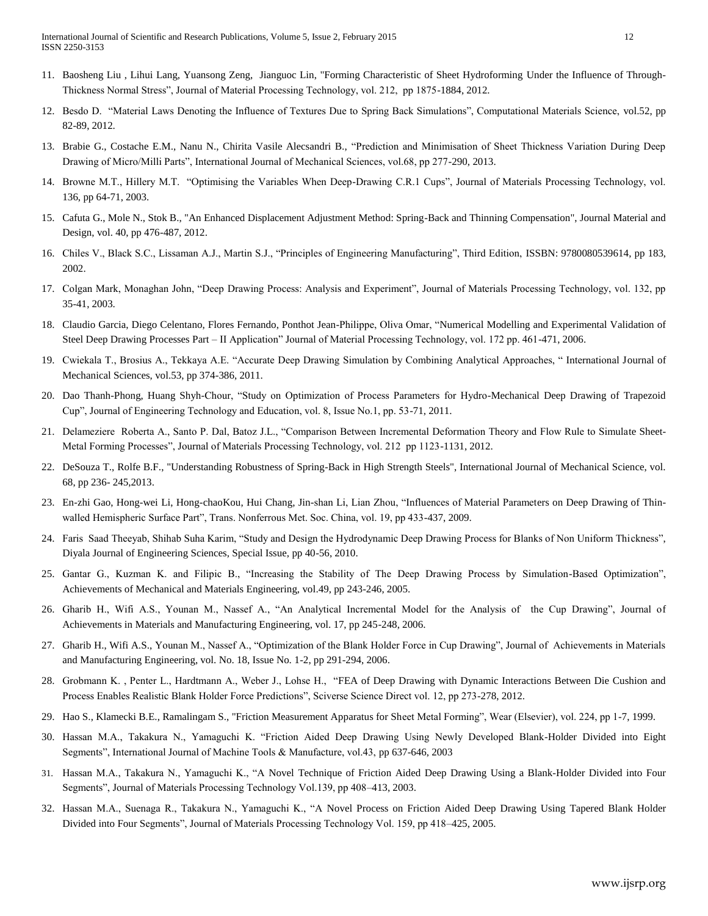11. Baosheng Liu , Lihui Lang, Yuansong Zeng, Jianguoc Lin, "Forming Characteristic of Sheet Hydroforming Under the Influence of Through-Thickness Normal Stress", Journal of Material Processing Technology, vol. 212, pp 1875-1884, 2012.

12. Besdo D. "Material Laws Denoting the Influence of Textures Due to Spring Back Simulations", Computational Materials Science, vol.52, pp 82-89, 2012.

13. Brabie G., Costache E.M., Nanu N., Chirita Vasile Alecsandri B., "Prediction and Minimisation of Sheet Thickness Variation During Deep Drawing of Micro/Milli Parts", International Journal of Mechanical Sciences, vol.68, pp 277-290, 2013.

14. Browne M.T., Hillery M.T. "Optimising the Variables When Deep-Drawing C.R.1 Cups", Journal of Materials Processing Technology, vol. 136, pp 64-71, 2003.

15. Cafuta G., Mole N., Stok B., "An Enhanced Displacement Adjustment Method: Spring-Back and Thinning Compensation", Journal Material and Design, vol. 40, pp 476-487, 2012.

16. Chiles V., Black S.C., Lissaman A.J., Martin S.J., "Principles of Engineering Manufacturing", Third Edition, ISSBN: 9780080539614, pp 183, 2002.

17. Colgan Mark, Monaghan John, "Deep Drawing Process: Analysis and Experiment", Journal of Materials Processing Technology, vol. 132, pp 35-41, 2003.

18. Claudio Garcia, Diego Celentano, Flores Fernando, Ponthot Jean-Philippe, Oliva Omar, "Numerical Modelling and Experimental Validation of Steel Deep Drawing Processes Part – II Application" Journal of Material Processing Technology, vol. 172 pp. 461-471, 2006.

19. Cwiekala T., Brosius A., Tekkaya A.E. "Accurate Deep Drawing Simulation by Combining Analytical Approaches, " International Journal of Mechanical Sciences, vol.53, pp 374-386, 2011.

20. Dao Thanh-Phong, Huang Shyh-Chour, "Study on Optimization of Process Parameters for Hydro-Mechanical Deep Drawing of Trapezoid Cup", Journal of Engineering Technology and Education, vol. 8, Issue No.1, pp. 53-71, 2011.

21. Delameziere Roberta A., Santo P. Dal, Batoz J.L., "Comparison Between Incremental Deformation Theory and Flow Rule to Simulate Sheet-Metal Forming Processes", Journal of Materials Processing Technology, vol. 212 pp 1123-1131, 2012.

22. DeSouza T., Rolfe B.F., "Understanding Robustness of Spring-Back in High Strength Steels", International Journal of Mechanical Science, vol. 68, pp 236- 245,2013.

23. En-zhi Gao, Hong-wei Li, Hong-chaoKou, Hui Chang, Jin-shan Li, Lian Zhou, "Influences of Material Parameters on Deep Drawing of Thin-walled Hemispheric Surface Part", Trans. Nonferrous Met. Soc. China, vol. 19, pp 433-437, 2009.

24. Faris Saad Theeyab, Shihab Suha Karim, "Study and Design the Hydrodynamic Deep Drawing Process for Blanks of Non Uniform Thickness", Diyala Journal of Engineering Sciences, Special Issue, pp 40-56, 2010.

25. Gantar G., Kuzman K. and Filipic B., "Increasing the Stability of The Deep Drawing Process by Simulation-Based Optimization", Achievements of Mechanical and Materials Engineering, vol.49, pp 243-246, 2005.

26. Gharib H., Wifi A.S., Younan M., Nassef A., "An Analytical Incremental Model for the Analysis of the Cup Drawing", Journal of Achievements in Materials and Manufacturing Engineering, vol. 17, pp 245-248, 2006.

27. Gharib H., Wifi A.S., Younan M., Nassef A., "Optimization of the Blank Holder Force in Cup Drawing", Journal of Achievements in Materials and Manufacturing Engineering, vol. No. 18, Issue No. 1-2, pp 291-294, 2006.

28. Grobmann K. , Penter L., Hardtmann A., Weber J., Lohse H., "FEA of Deep Drawing with Dynamic Interactions Between Die Cushion and Process Enables Realistic Blank Holder Force Predictions", Sciverse Science Direct vol. 12, pp 273-278, 2012.

29. Hao S., Klamecki B.E., Ramalingam S., "Friction Measurement Apparatus for Sheet Metal Forming", Wear (Elsevier), vol. 224, pp 1-7, 1999.

30. Hassan M.A., Takakura N., Yamaguchi K. "Friction Aided Deep Drawing Using Newly Developed Blank-Holder Divided into Eight Segments", International Journal of Machine Tools & Manufacture, vol.43, pp 637-646, 2003

31. Hassan M.A., Takakura N., Yamaguchi K., "A Novel Technique of Friction Aided Deep Drawing Using a Blank-Holder Divided into Four Segments", Journal of Materials Processing Technology Vol.139, pp 408–413, 2003.

32. Hassan M.A., Suenaga R., Takakura N., Yamaguchi K., "A Novel Process on Friction Aided Deep Drawing Using Tapered Blank Holder Divided into Four Segments", Journal of Materials Processing Technology Vol. 159, pp 418–425, 2005.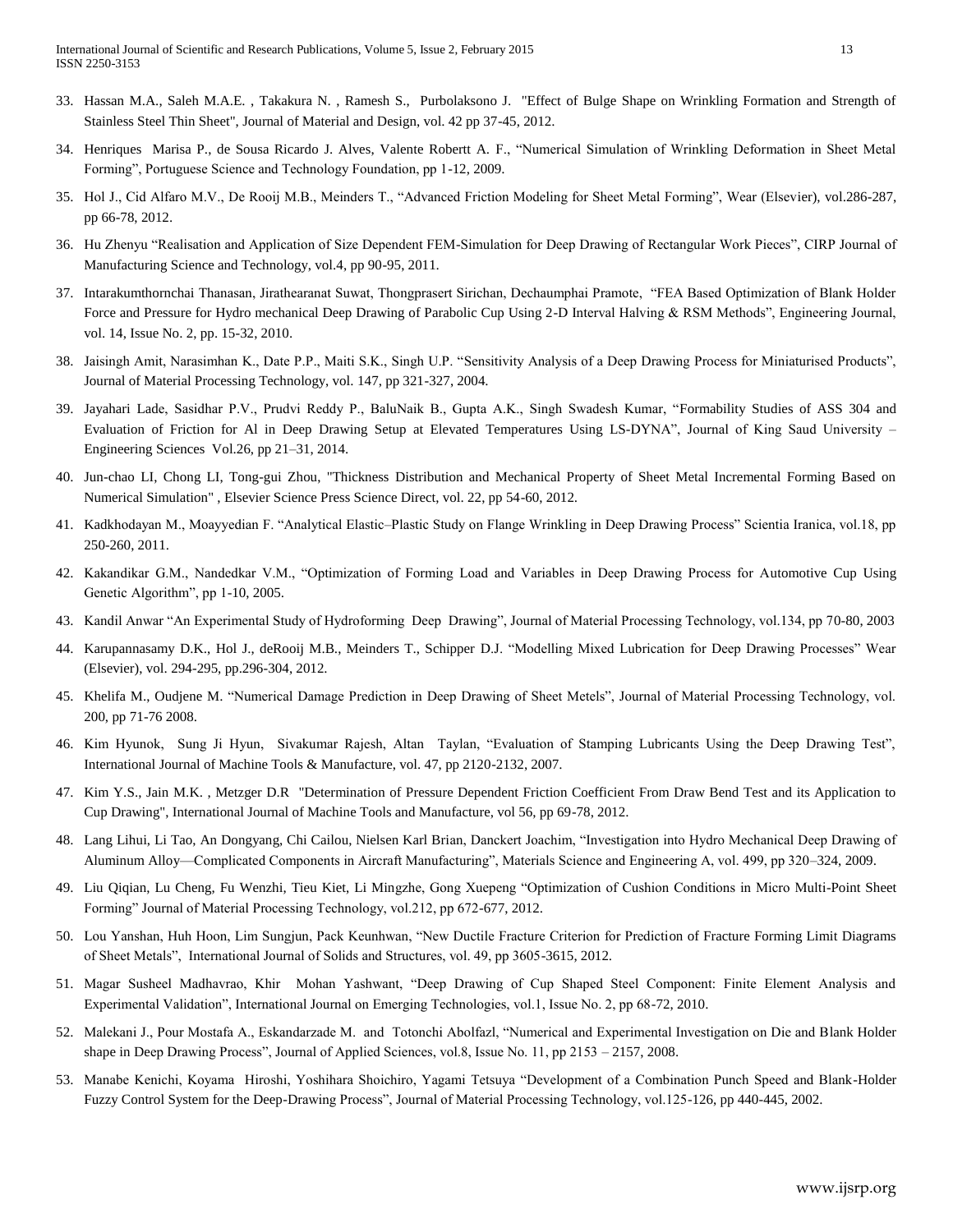33. Hassan M.A., Saleh M.A.E. , Takakura N. , Ramesh S., Purbolaksono J. "Effect of Bulge Shape on Wrinkling Formation and Strength of Stainless Steel Thin Sheet", Journal of Material and Design, vol. 42 pp 37-45, 2012.

34. Henriques Marisa P., de Sousa Ricardo J. Alves, Valente Robertt A. F., "Numerical Simulation of Wrinkling Deformation in Sheet Metal Forming", Portuguese Science and Technology Foundation, pp 1-12, 2009.

35. Hol J., Cid Alfaro M.V., De Rooij M.B., Meinders T., "Advanced Friction Modeling for Sheet Metal Forming", Wear (Elsevier), vol.286-287, pp 66-78, 2012.

36. Hu Zhenyu "Realisation and Application of Size Dependent FEM-Simulation for Deep Drawing of Rectangular Work Pieces", CIRP Journal of Manufacturing Science and Technology, vol.4, pp 90-95, 2011.

37. Intarakumthornchai Thanasan, Jirathearanat Suwat, Thongprasert Sirichan, Dechaumphai Pramote, "FEA Based Optimization of Blank Holder Force and Pressure for Hydro mechanical Deep Drawing of Parabolic Cup Using 2-D Interval Halving & RSM Methods", Engineering Journal, vol. 14, Issue No. 2, pp. 15-32, 2010.

38. Jaisingh Amit, Narasimhan K., Date P.P., Maiti S.K., Singh U.P. "Sensitivity Analysis of a Deep Drawing Process for Miniaturised Products", Journal of Material Processing Technology, vol. 147, pp 321-327, 2004.

39. Jayahari Lade, Sasidhar P.V., Prudvi Reddy P., BaluNaik B., Gupta A.K., Singh Swadesh Kumar, "Formability Studies of ASS 304 and Evaluation of Friction for Al in Deep Drawing Setup at Elevated Temperatures Using LS-DYNA", Journal of King Saud University – Engineering Sciences Vol.26, pp 21–31, 2014.

40. Jun-chao LI, Chong LI, Tong-gui Zhou, "Thickness Distribution and Mechanical Property of Sheet Metal Incremental Forming Based on Numerical Simulation" , Elsevier Science Press Science Direct, vol. 22, pp 54-60, 2012.

41. Kadkhodayan M., Moayyedian F. "Analytical Elastic–Plastic Study on Flange Wrinkling in Deep Drawing Process" Scientia Iranica, vol.18, pp 250-260, 2011.

42. Kakandikar G.M., Nandedkar V.M., "Optimization of Forming Load and Variables in Deep Drawing Process for Automotive Cup Using Genetic Algorithm", pp 1-10, 2005.

43. Kandil Anwar "An Experimental Study of Hydroforming Deep Drawing", Journal of Material Processing Technology, vol.134, pp 70-80, 2003

44. Karupannasamy D.K., Hol J., deRooij M.B., Meinders T., Schipper D.J. "Modelling Mixed Lubrication for Deep Drawing Processes" Wear (Elsevier), vol. 294-295, pp.296-304, 2012.

45. Khelifa M., Oudjene M. "Numerical Damage Prediction in Deep Drawing of Sheet Metels", Journal of Material Processing Technology, vol. 200, pp 71-76 2008.

46. Kim Hyunok, Sung Ji Hyun, Sivakumar Rajesh, Altan Taylan, "Evaluation of Stamping Lubricants Using the Deep Drawing Test", International Journal of Machine Tools & Manufacture, vol. 47, pp 2120-2132, 2007.

47. Kim Y.S., Jain M.K. , Metzger D.R "Determination of Pressure Dependent Friction Coefficient From Draw Bend Test and its Application to Cup Drawing", International Journal of Machine Tools and Manufacture, vol 56, pp 69-78, 2012.

48. Lang Lihui, Li Tao, An Dongyang, Chi Cailou, Nielsen Karl Brian, Danckert Joachim, "Investigation into Hydro Mechanical Deep Drawing of Aluminum Alloy—Complicated Components in Aircraft Manufacturing", Materials Science and Engineering A, vol. 499, pp 320–324, 2009.

49. Liu Qiqian, Lu Cheng, Fu Wenzhi, Tieu Kiet, Li Mingzhe, Gong Xuepeng "Optimization of Cushion Conditions in Micro Multi-Point Sheet Forming" Journal of Material Processing Technology, vol.212, pp 672-677, 2012.

50. Lou Yanshan, Huh Hoon, Lim Sungjun, Pack Keunhwan, "New Ductile Fracture Criterion for Prediction of Fracture Forming Limit Diagrams of Sheet Metals", International Journal of Solids and Structures, vol. 49, pp 3605-3615, 2012.

51. Magar Susheel Madhavrao, Khir Mohan Yashwant, "Deep Drawing of Cup Shaped Steel Component: Finite Element Analysis and Experimental Validation", International Journal on Emerging Technologies, vol.1, Issue No. 2, pp 68-72, 2010.

52. Malekani J., Pour Mostafa A., Eskandarzade M. and Totonchi Abolfazl, "Numerical and Experimental Investigation on Die and Blank Holder shape in Deep Drawing Process", Journal of Applied Sciences, vol.8, Issue No. 11, pp 2153 – 2157, 2008.

53. Manabe Kenichi, Koyama Hiroshi, Yoshihara Shoichiro, Yagami Tetsuya "Development of a Combination Punch Speed and Blank-Holder Fuzzy Control System for the Deep-Drawing Process", Journal of Material Processing Technology, vol.125-126, pp 440-445, 2002.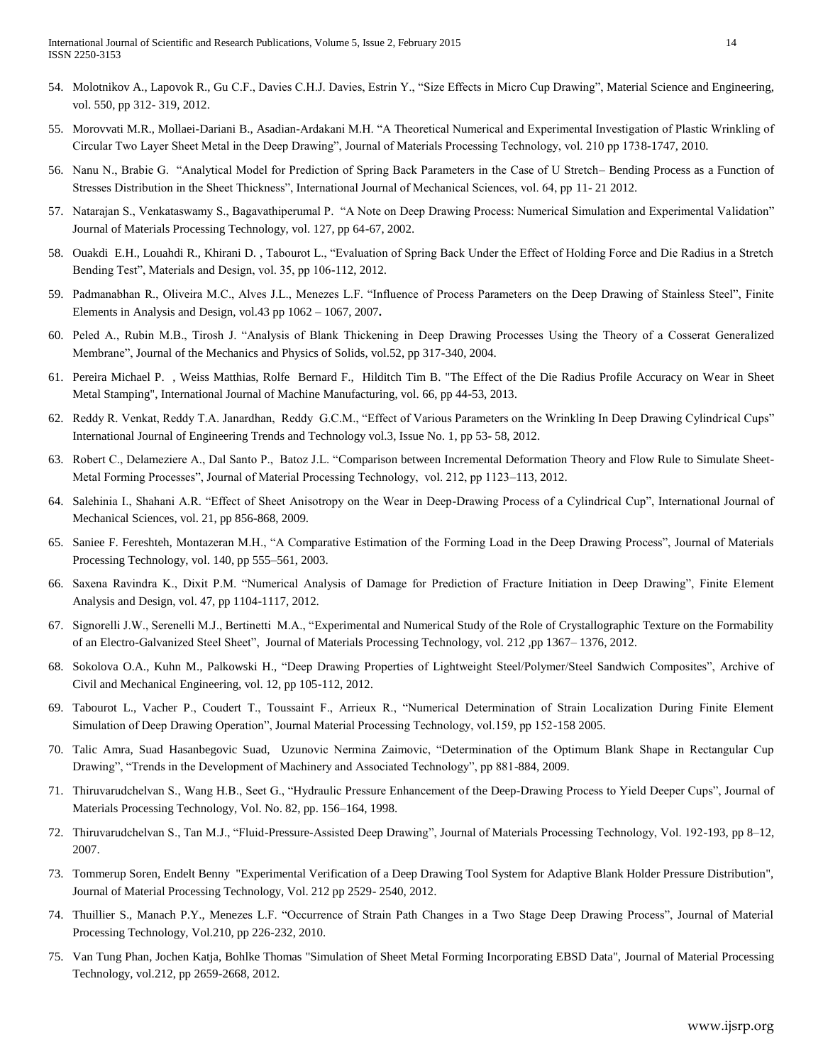54. Molotnikov A., Lapovok R., Gu C.F., Davies C.H.J. Davies, Estrin Y., "Size Effects in Micro Cup Drawing", Material Science and Engineering, vol. 550, pp 312- 319, 2012.

55. Morovvati M.R., Mollaei-Dariani B., Asadian-Ardakani M.H. "A Theoretical Numerical and Experimental Investigation of Plastic Wrinkling of Circular Two Layer Sheet Metal in the Deep Drawing", Journal of Materials Processing Technology, vol. 210 pp 1738-1747, 2010.

56. Nanu N., Brabie G. "Analytical Model for Prediction of Spring Back Parameters in the Case of U Stretch– Bending Process as a Function of Stresses Distribution in the Sheet Thickness", International Journal of Mechanical Sciences, vol. 64, pp 11- 21 2012.

57. Natarajan S., Venkataswamy S., Bagavathiperumal P. "A Note on Deep Drawing Process: Numerical Simulation and Experimental Validation" Journal of Materials Processing Technology, vol. 127, pp 64-67, 2002.

58. Ouakdi E.H., Louahdi R., Khirani D. , Tabourot L., "Evaluation of Spring Back Under the Effect of Holding Force and Die Radius in a Stretch Bending Test", Materials and Design, vol. 35, pp 106-112, 2012.

59. Padmanabhan R., Oliveira M.C., Alves J.L., Menezes L.F. "Influence of Process Parameters on the Deep Drawing of Stainless Steel", Finite Elements in Analysis and Design, vol.43 pp 1062 – 1067, 2007**.**

60. Peled A., Rubin M.B., Tirosh J. "Analysis of Blank Thickening in Deep Drawing Processes Using the Theory of a Cosserat Generalized Membrane", Journal of the Mechanics and Physics of Solids, vol.52, pp 317-340, 2004.

61. Pereira Michael P. , Weiss Matthias, Rolfe Bernard F., Hilditch Tim B. "The Effect of the Die Radius Profile Accuracy on Wear in Sheet Metal Stamping", International Journal of Machine Manufacturing, vol. 66, pp 44-53, 2013.

62. Reddy R. Venkat, Reddy T.A. Janardhan, Reddy G.C.M., "Effect of Various Parameters on the Wrinkling In Deep Drawing Cylindrical Cups" International Journal of Engineering Trends and Technology vol.3, Issue No. 1, pp 53- 58, 2012.

63. Robert C., Delameziere A., Dal Santo P., Batoz J.L. "Comparison between Incremental Deformation Theory and Flow Rule to Simulate Sheet-Metal Forming Processes", Journal of Material Processing Technology, vol. 212, pp 1123–113, 2012.

64. Salehinia I., Shahani A.R. "Effect of Sheet Anisotropy on the Wear in Deep-Drawing Process of a Cylindrical Cup", International Journal of Mechanical Sciences, vol. 21, pp 856-868, 2009.

65. Saniee F. Fereshteh, Montazeran M.H., "A Comparative Estimation of the Forming Load in the Deep Drawing Process", Journal of Materials Processing Technology, vol. 140, pp 555–561, 2003.

66. Saxena Ravindra K., Dixit P.M. "Numerical Analysis of Damage for Prediction of Fracture Initiation in Deep Drawing", Finite Element Analysis and Design, vol. 47, pp 1104-1117, 2012.

67. Signorelli J.W., Serenelli M.J., Bertinetti M.A., "Experimental and Numerical Study of the Role of Crystallographic Texture on the Formability of an Electro-Galvanized Steel Sheet", Journal of Materials Processing Technology, vol. 212 ,pp 1367– 1376, 2012.

68. Sokolova O.A., Kuhn M., Palkowski H., "Deep Drawing Properties of Lightweight Steel/Polymer/Steel Sandwich Composites", Archive of Civil and Mechanical Engineering, vol. 12, pp 105-112, 2012.

69. Tabourot L., Vacher P., Coudert T., Toussaint F., Arrieux R., "Numerical Determination of Strain Localization During Finite Element Simulation of Deep Drawing Operation", Journal Material Processing Technology, vol.159, pp 152-158 2005.

70. Talic Amra, Suad Hasanbegovic Suad, Uzunovic Nermina Zaimovic, "Determination of the Optimum Blank Shape in Rectangular Cup Drawing", "Trends in the Development of Machinery and Associated Technology", pp 881-884, 2009.

71. Thiruvarudchelvan S., Wang H.B., Seet G., "Hydraulic Pressure Enhancement of the Deep-Drawing Process to Yield Deeper Cups", Journal of Materials Processing Technology, Vol. No. 82, pp. 156–164, 1998.

72. Thiruvarudchelvan S., Tan M.J., "Fluid-Pressure-Assisted Deep Drawing", Journal of Materials Processing Technology, Vol. 192-193, pp 8–12, 2007.

73. Tommerup Soren, Endelt Benny "Experimental Verification of a Deep Drawing Tool System for Adaptive Blank Holder Pressure Distribution", Journal of Material Processing Technology, Vol. 212 pp 2529- 2540, 2012.

74. Thuillier S., Manach P.Y., Menezes L.F. "Occurrence of Strain Path Changes in a Two Stage Deep Drawing Process", Journal of Material Processing Technology, Vol.210, pp 226-232, 2010.

75. Van Tung Phan, Jochen Katja, Bohlke Thomas "Simulation of Sheet Metal Forming Incorporating EBSD Data", Journal of Material Processing Technology, vol.212, pp 2659-2668, 2012.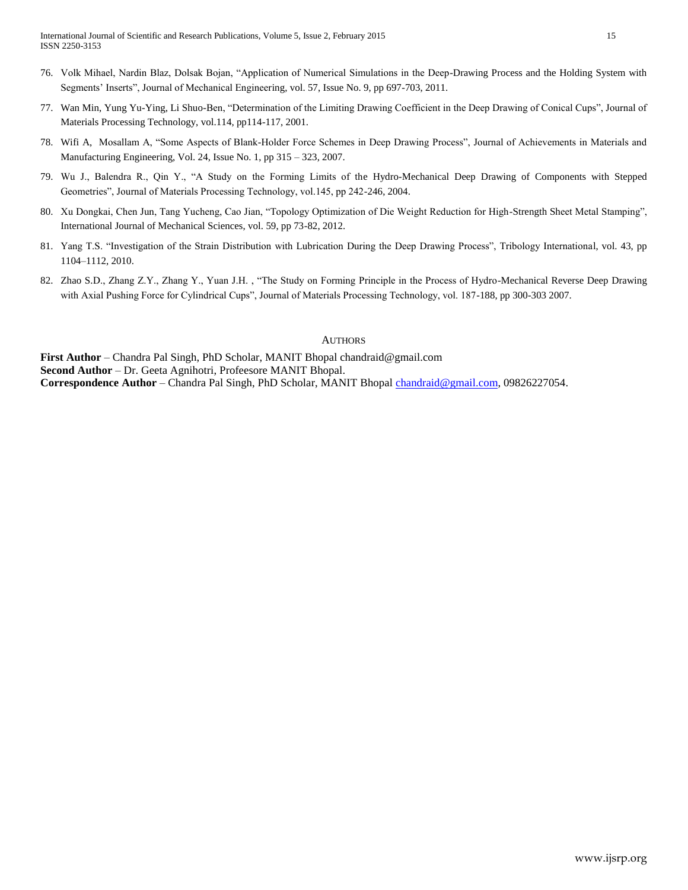76. Volk Mihael, Nardin Blaz, Dolsak Bojan, "Application of Numerical Simulations in the Deep-Drawing Process and the Holding System with Segments' Inserts", Journal of Mechanical Engineering, vol. 57, Issue No. 9, pp 697-703, 2011.
77. Wan Min, Yung Yu-Ying, Li Shuo-Ben, "Determination of the Limiting Drawing Coefficient in the Deep Drawing of Conical Cups", Journal of Materials Processing Technology, vol.114, pp114-117, 2001.
78. Wifi A, Mosallam A, "Some Aspects of Blank-Holder Force Schemes in Deep Drawing Process", Journal of Achievements in Materials and Manufacturing Engineering, Vol. 24, Issue No. 1, pp 315 – 323, 2007.
79. Wu J., Balendra R., Qin Y., "A Study on the Forming Limits of the Hydro-Mechanical Deep Drawing of Components with Stepped Geometries", Journal of Materials Processing Technology, vol.145, pp 242-246, 2004.
80. Xu Dongkai, Chen Jun, Tang Yucheng, Cao Jian, "Topology Optimization of Die Weight Reduction for High-Strength Sheet Metal Stamping", International Journal of Mechanical Sciences, vol. 59, pp 73-82, 2012.
81. Yang T.S. "Investigation of the Strain Distribution with Lubrication During the Deep Drawing Process", Tribology International, vol. 43, pp 1104–1112, 2010.
82. Zhao S.D., Zhang Z.Y., Zhang Y., Yuan J.H. , "The Study on Forming Principle in the Process of Hydro-Mechanical Reverse Deep Drawing with Axial Pushing Force for Cylindrical Cups", Journal of Materials Processing Technology, vol. 187-188, pp 300-303 2007.

## AUTHORS

**First Author** – Chandra Pal Singh, PhD Scholar, MANIT Bhopal chandraid@gmail.com
**Second Author** – Dr. Geeta Agnihotri, Profeesore MANIT Bhopal.
**Correspondence Author** – Chandra Pal Singh, PhD Scholar, MANIT Bhopal chandraid@gmail.com, 09826227054.